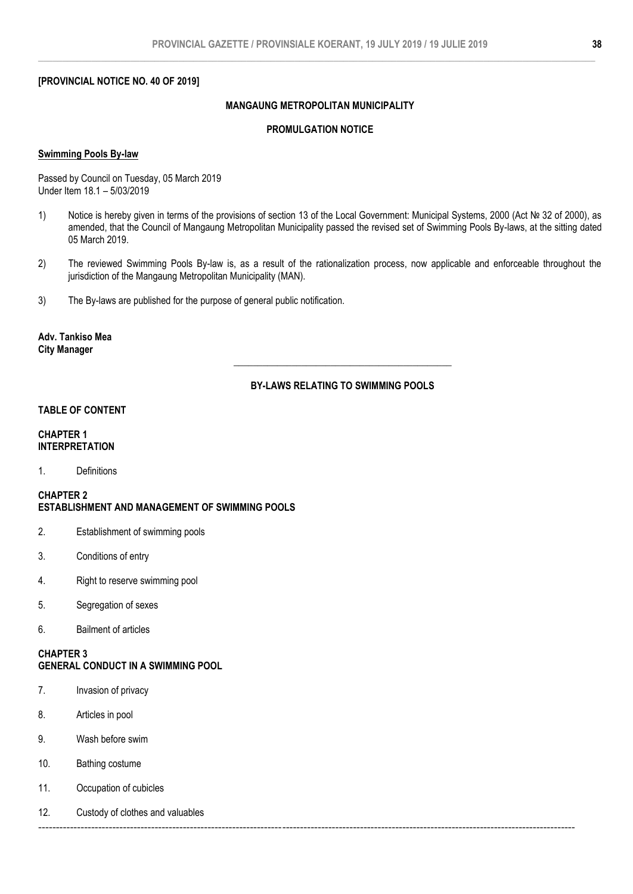**[PROVINCIAL NOTICE NO. 40 OF 2019]**

**MANGAUNG METROPOLITAN MUNICIPALITY**

**PROMULGATION NOTICE**

**Swimming Pools By-law**

Passed by Council on Tuesday, 05 March 2019
Under Item 18.1 – 5/03/2019

1) Notice is hereby given in terms of the provisions of section 13 of the Local Government: Municipal Systems, 2000 (Act № 32 of 2000), as amended, that the Council of Mangaung Metropolitan Municipality passed the revised set of Swimming Pools By-laws, at the sitting dated 05 March 2019.

2) The reviewed Swimming Pools By-law is, as a result of the rationalization process, now applicable and enforceable throughout the jurisdiction of the Mangaung Metropolitan Municipality (MAN).

3) The By-laws are published for the purpose of general public notification.

**Adv. Tankiso Mea**
**City Manager**

---

**BY-LAWS RELATING TO SWIMMING POOLS**

**TABLE OF CONTENT**

**CHAPTER 1**
**INTERPRETATION**

1. Definitions

**CHAPTER 2**
**ESTABLISHMENT AND MANAGEMENT OF SWIMMING POOLS**

2. Establishment of swimming pools
3. Conditions of entry
4. Right to reserve swimming pool
5. Segregation of sexes
6. Bailment of articles

**CHAPTER 3**
**GENERAL CONDUCT IN A SWIMMING POOL**

7. Invasion of privacy
8. Articles in pool
9. Wash before swim
10. Bathing costume
11. Occupation of cubicles
12. Custody of clothes and valuables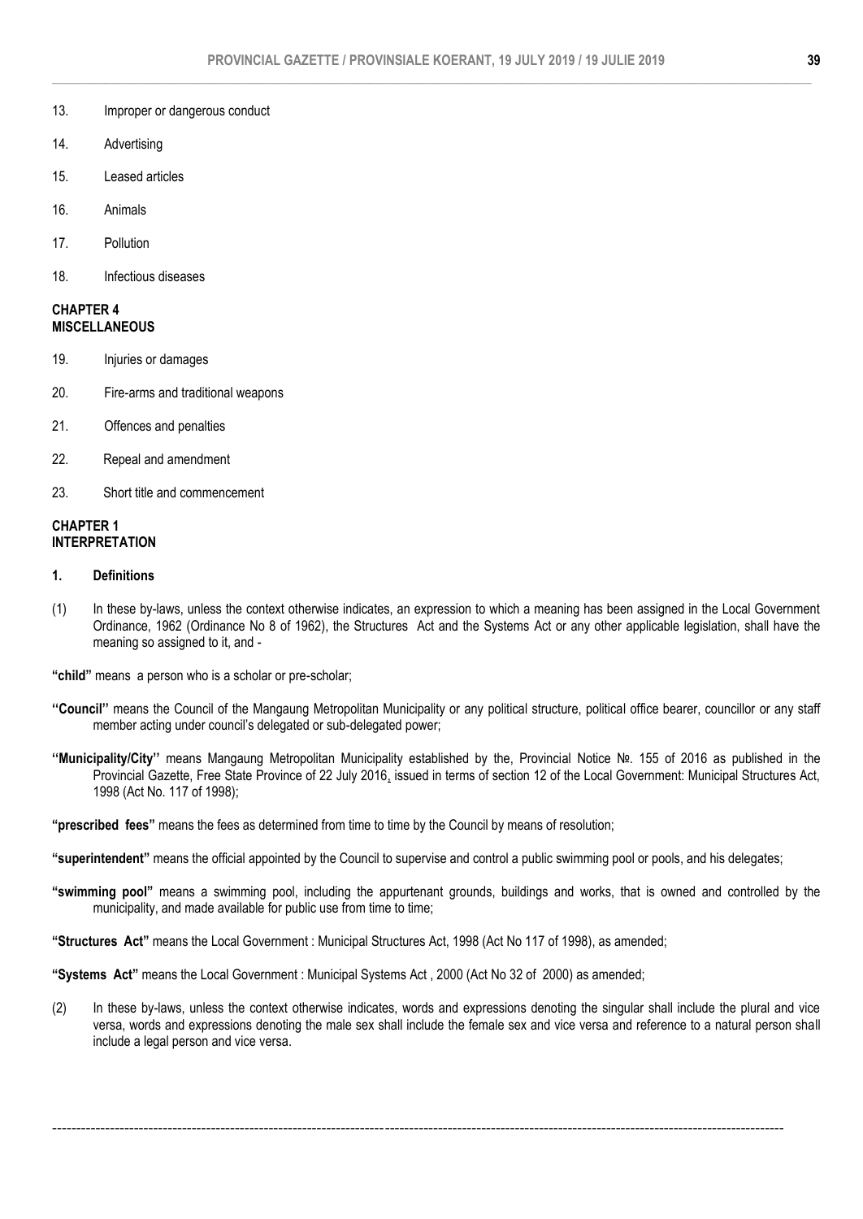13. Improper or dangerous conduct

14. Advertising

15. Leased articles

16. Animals

17. Pollution

18. Infectious diseases

**CHAPTER 4**
**MISCELLANEOUS**

19. Injuries or damages

20. Fire-arms and traditional weapons

21. Offences and penalties

22. Repeal and amendment

23. Short title and commencement

**CHAPTER 1**
**INTERPRETATION**

**1. Definitions**

(1) In these by-laws, unless the context otherwise indicates, an expression to which a meaning has been assigned in the Local Government Ordinance, 1962 (Ordinance No 8 of 1962), the Structures Act and the Systems Act or any other applicable legislation, shall have the meaning so assigned to it, and -

**"child"** means a person who is a scholar or pre-scholar;

**''Council''** means the Council of the Mangaung Metropolitan Municipality or any political structure, political office bearer, councillor or any staff member acting under council's delegated or sub-delegated power;

**''Municipality/City''** means Mangaung Metropolitan Municipality established by the, Provincial Notice №. 155 of 2016 as published in the Provincial Gazette, Free State Province of 22 July 2016, issued in terms of section 12 of the Local Government: Municipal Structures Act, 1998 (Act No. 117 of 1998);

**"prescribed fees"** means the fees as determined from time to time by the Council by means of resolution;

**"superintendent"** means the official appointed by the Council to supervise and control a public swimming pool or pools, and his delegates;

**"swimming pool"** means a swimming pool, including the appurtenant grounds, buildings and works, that is owned and controlled by the municipality, and made available for public use from time to time;

**"Structures Act"** means the Local Government : Municipal Structures Act, 1998 (Act No 117 of 1998), as amended;

**"Systems Act"** means the Local Government : Municipal Systems Act , 2000 (Act No 32 of 2000) as amended;

(2) In these by-laws, unless the context otherwise indicates, words and expressions denoting the singular shall include the plural and vice versa, words and expressions denoting the male sex shall include the female sex and vice versa and reference to a natural person shall include a legal person and vice versa.

---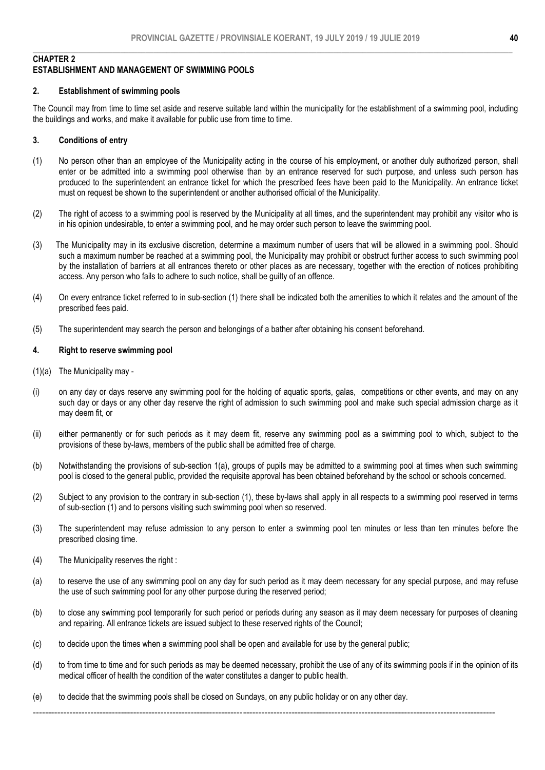## CHAPTER 2
## ESTABLISHMENT AND MANAGEMENT OF SWIMMING POOLS

### 2. Establishment of swimming pools

The Council may from time to time set aside and reserve suitable land within the municipality for the establishment of a swimming pool, including the buildings and works, and make it available for public use from time to time.

### 3. Conditions of entry

(1) No person other than an employee of the Municipality acting in the course of his employment, or another duly authorized person, shall enter or be admitted into a swimming pool otherwise than by an entrance reserved for such purpose, and unless such person has produced to the superintendent an entrance ticket for which the prescribed fees have been paid to the Municipality. An entrance ticket must on request be shown to the superintendent or another authorised official of the Municipality.

(2) The right of access to a swimming pool is reserved by the Municipality at all times, and the superintendent may prohibit any visitor who is in his opinion undesirable, to enter a swimming pool, and he may order such person to leave the swimming pool.

(3) The Municipality may in its exclusive discretion, determine a maximum number of users that will be allowed in a swimming pool. Should such a maximum number be reached at a swimming pool, the Municipality may prohibit or obstruct further access to such swimming pool by the installation of barriers at all entrances thereto or other places as are necessary, together with the erection of notices prohibiting access. Any person who fails to adhere to such notice, shall be guilty of an offence.

(4) On every entrance ticket referred to in sub-section (1) there shall be indicated both the amenities to which it relates and the amount of the prescribed fees paid.

(5) The superintendent may search the person and belongings of a bather after obtaining his consent beforehand.

### 4. Right to reserve swimming pool

(1)(a) The Municipality may -

(i) on any day or days reserve any swimming pool for the holding of aquatic sports, galas, competitions or other events, and may on any such day or days or any other day reserve the right of admission to such swimming pool and make such special admission charge as it may deem fit, or

(ii) either permanently or for such periods as it may deem fit, reserve any swimming pool as a swimming pool to which, subject to the provisions of these by-laws, members of the public shall be admitted free of charge.

(b) Notwithstanding the provisions of sub-section 1(a), groups of pupils may be admitted to a swimming pool at times when such swimming pool is closed to the general public, provided the requisite approval has been obtained beforehand by the school or schools concerned.

(2) Subject to any provision to the contrary in sub-section (1), these by-laws shall apply in all respects to a swimming pool reserved in terms of sub-section (1) and to persons visiting such swimming pool when so reserved.

(3) The superintendent may refuse admission to any person to enter a swimming pool ten minutes or less than ten minutes before the prescribed closing time.

(4) The Municipality reserves the right :

(a) to reserve the use of any swimming pool on any day for such period as it may deem necessary for any special purpose, and may refuse the use of such swimming pool for any other purpose during the reserved period;

(b) to close any swimming pool temporarily for such period or periods during any season as it may deem necessary for purposes of cleaning and repairing. All entrance tickets are issued subject to these reserved rights of the Council;

(c) to decide upon the times when a swimming pool shall be open and available for use by the general public;

(d) to from time to time and for such periods as may be deemed necessary, prohibit the use of any of its swimming pools if in the opinion of its medical officer of health the condition of the water constitutes a danger to public health.

(e) to decide that the swimming pools shall be closed on Sundays, on any public holiday or on any other day.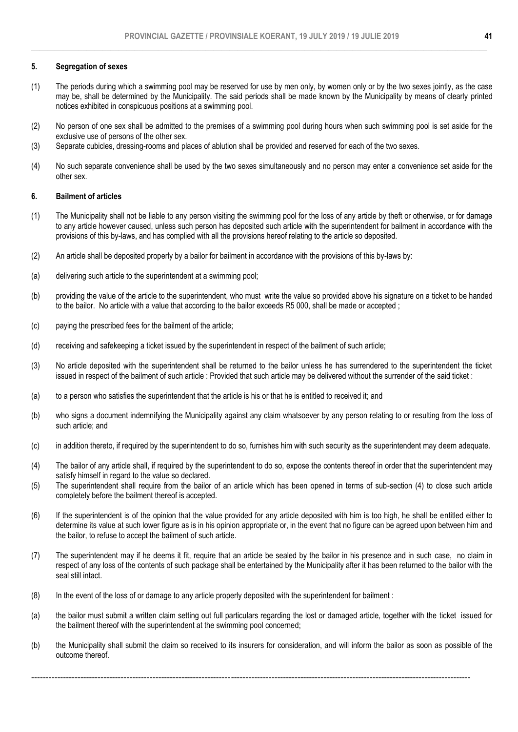### 5. Segregation of sexes

(1) The periods during which a swimming pool may be reserved for use by men only, by women only or by the two sexes jointly, as the case may be, shall be determined by the Municipality. The said periods shall be made known by the Municipality by means of clearly printed notices exhibited in conspicuous positions at a swimming pool.

(2) No person of one sex shall be admitted to the premises of a swimming pool during hours when such swimming pool is set aside for the exclusive use of persons of the other sex.

(3) Separate cubicles, dressing-rooms and places of ablution shall be provided and reserved for each of the two sexes.

(4) No such separate convenience shall be used by the two sexes simultaneously and no person may enter a convenience set aside for the other sex.

### 6. Bailment of articles

(1) The Municipality shall not be liable to any person visiting the swimming pool for the loss of any article by theft or otherwise, or for damage to any article however caused, unless such person has deposited such article with the superintendent for bailment in accordance with the provisions of this by-laws, and has complied with all the provisions hereof relating to the article so deposited.

(2) An article shall be deposited properly by a bailor for bailment in accordance with the provisions of this by-laws by:

(a) delivering such article to the superintendent at a swimming pool;

(b) providing the value of the article to the superintendent, who must write the value so provided above his signature on a ticket to be handed to the bailor. No article with a value that according to the bailor exceeds R5 000, shall be made or accepted ;

(c) paying the prescribed fees for the bailment of the article;

(d) receiving and safekeeping a ticket issued by the superintendent in respect of the bailment of such article;

(3) No article deposited with the superintendent shall be returned to the bailor unless he has surrendered to the superintendent the ticket issued in respect of the bailment of such article : Provided that such article may be delivered without the surrender of the said ticket :

(a) to a person who satisfies the superintendent that the article is his or that he is entitled to received it; and

(b) who signs a document indemnifying the Municipality against any claim whatsoever by any person relating to or resulting from the loss of such article; and

(c) in addition thereto, if required by the superintendent to do so, furnishes him with such security as the superintendent may deem adequate.

(4) The bailor of any article shall, if required by the superintendent to do so, expose the contents thereof in order that the superintendent may satisfy himself in regard to the value so declared.

(5) The superintendent shall require from the bailor of an article which has been opened in terms of sub-section (4) to close such article completely before the bailment thereof is accepted.

(6) If the superintendent is of the opinion that the value provided for any article deposited with him is too high, he shall be entitled either to determine its value at such lower figure as is in his opinion appropriate or, in the event that no figure can be agreed upon between him and the bailor, to refuse to accept the bailment of such article.

(7) The superintendent may if he deems it fit, require that an article be sealed by the bailor in his presence and in such case, no claim in respect of any loss of the contents of such package shall be entertained by the Municipality after it has been returned to the bailor with the seal still intact.

(8) In the event of the loss of or damage to any article properly deposited with the superintendent for bailment :

(a) the bailor must submit a written claim setting out full particulars regarding the lost or damaged article, together with the ticket issued for the bailment thereof with the superintendent at the swimming pool concerned;

(b) the Municipality shall submit the claim so received to its insurers for consideration, and will inform the bailor as soon as possible of the outcome thereof.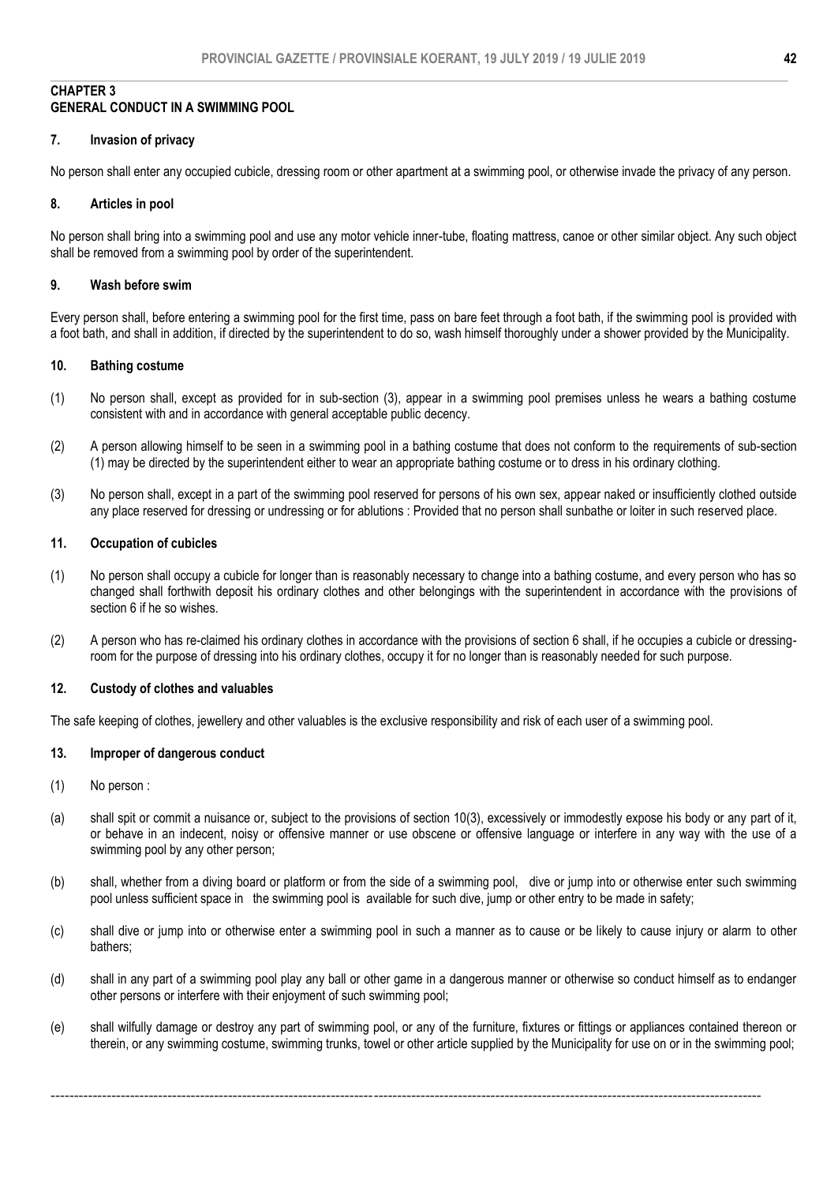## CHAPTER 3
## GENERAL CONDUCT IN A SWIMMING POOL

### 7. Invasion of privacy

No person shall enter any occupied cubicle, dressing room or other apartment at a swimming pool, or otherwise invade the privacy of any person.

### 8. Articles in pool

No person shall bring into a swimming pool and use any motor vehicle inner-tube, floating mattress, canoe or other similar object. Any such object shall be removed from a swimming pool by order of the superintendent.

### 9. Wash before swim

Every person shall, before entering a swimming pool for the first time, pass on bare feet through a foot bath, if the swimming pool is provided with a foot bath, and shall in addition, if directed by the superintendent to do so, wash himself thoroughly under a shower provided by the Municipality.

### 10. Bathing costume

(1) No person shall, except as provided for in sub-section (3), appear in a swimming pool premises unless he wears a bathing costume consistent with and in accordance with general acceptable public decency.

(2) A person allowing himself to be seen in a swimming pool in a bathing costume that does not conform to the requirements of sub-section (1) may be directed by the superintendent either to wear an appropriate bathing costume or to dress in his ordinary clothing.

(3) No person shall, except in a part of the swimming pool reserved for persons of his own sex, appear naked or insufficiently clothed outside any place reserved for dressing or undressing or for ablutions : Provided that no person shall sunbathe or loiter in such reserved place.

### 11. Occupation of cubicles

(1) No person shall occupy a cubicle for longer than is reasonably necessary to change into a bathing costume, and every person who has so changed shall forthwith deposit his ordinary clothes and other belongings with the superintendent in accordance with the provisions of section 6 if he so wishes.

(2) A person who has re-claimed his ordinary clothes in accordance with the provisions of section 6 shall, if he occupies a cubicle or dressing-room for the purpose of dressing into his ordinary clothes, occupy it for no longer than is reasonably needed for such purpose.

### 12. Custody of clothes and valuables

The safe keeping of clothes, jewellery and other valuables is the exclusive responsibility and risk of each user of a swimming pool.

### 13. Improper of dangerous conduct

(1) No person :

(a) shall spit or commit a nuisance or, subject to the provisions of section 10(3), excessively or immodestly expose his body or any part of it, or behave in an indecent, noisy or offensive manner or use obscene or offensive language or interfere in any way with the use of a swimming pool by any other person;

(b) shall, whether from a diving board or platform or from the side of a swimming pool, dive or jump into or otherwise enter such swimming pool unless sufficient space in the swimming pool is available for such dive, jump or other entry to be made in safety;

(c) shall dive or jump into or otherwise enter a swimming pool in such a manner as to cause or be likely to cause injury or alarm to other bathers;

(d) shall in any part of a swimming pool play any ball or other game in a dangerous manner or otherwise so conduct himself as to endanger other persons or interfere with their enjoyment of such swimming pool;

(e) shall wilfully damage or destroy any part of swimming pool, or any of the furniture, fixtures or fittings or appliances contained thereon or therein, or any swimming costume, swimming trunks, towel or other article supplied by the Municipality for use on or in the swimming pool;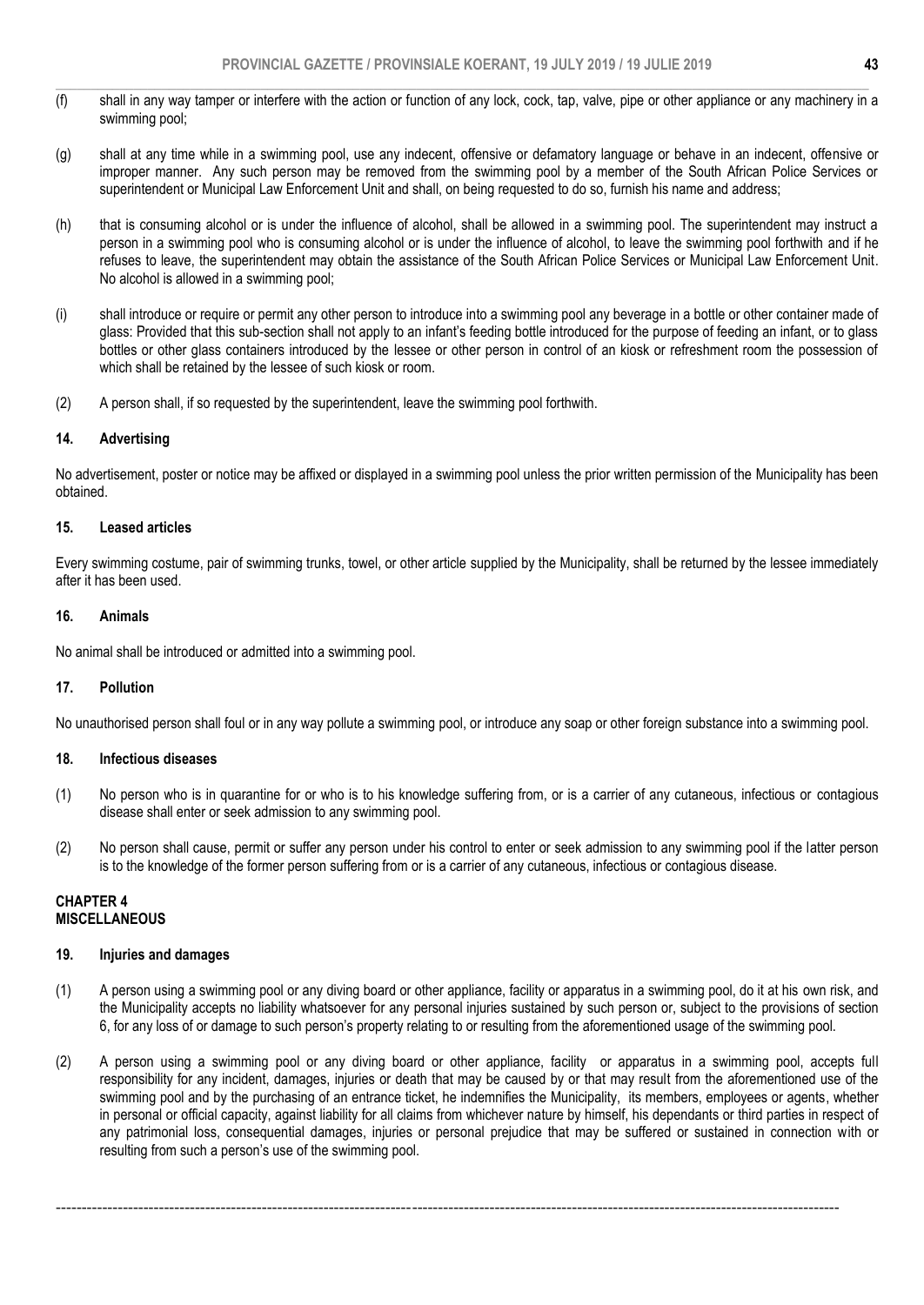(f) shall in any way tamper or interfere with the action or function of any lock, cock, tap, valve, pipe or other appliance or any machinery in a swimming pool;

(g) shall at any time while in a swimming pool, use any indecent, offensive or defamatory language or behave in an indecent, offensive or improper manner. Any such person may be removed from the swimming pool by a member of the South African Police Services or superintendent or Municipal Law Enforcement Unit and shall, on being requested to do so, furnish his name and address;

(h) that is consuming alcohol or is under the influence of alcohol, shall be allowed in a swimming pool. The superintendent may instruct a person in a swimming pool who is consuming alcohol or is under the influence of alcohol, to leave the swimming pool forthwith and if he refuses to leave, the superintendent may obtain the assistance of the South African Police Services or Municipal Law Enforcement Unit. No alcohol is allowed in a swimming pool;

(i) shall introduce or require or permit any other person to introduce into a swimming pool any beverage in a bottle or other container made of glass: Provided that this sub-section shall not apply to an infant's feeding bottle introduced for the purpose of feeding an infant, or to glass bottles or other glass containers introduced by the lessee or other person in control of an kiosk or refreshment room the possession of which shall be retained by the lessee of such kiosk or room.

(2) A person shall, if so requested by the superintendent, leave the swimming pool forthwith.

#### 14. Advertising

No advertisement, poster or notice may be affixed or displayed in a swimming pool unless the prior written permission of the Municipality has been obtained.

#### 15. Leased articles

Every swimming costume, pair of swimming trunks, towel, or other article supplied by the Municipality, shall be returned by the lessee immediately after it has been used.

#### 16. Animals

No animal shall be introduced or admitted into a swimming pool.

#### 17. Pollution

No unauthorised person shall foul or in any way pollute a swimming pool, or introduce any soap or other foreign substance into a swimming pool.

#### 18. Infectious diseases

(1) No person who is in quarantine for or who is to his knowledge suffering from, or is a carrier of any cutaneous, infectious or contagious disease shall enter or seek admission to any swimming pool.

(2) No person shall cause, permit or suffer any person under his control to enter or seek admission to any swimming pool if the latter person is to the knowledge of the former person suffering from or is a carrier of any cutaneous, infectious or contagious disease.

## CHAPTER 4
## MISCELLANEOUS

#### 19. Injuries and damages

(1) A person using a swimming pool or any diving board or other appliance, facility or apparatus in a swimming pool, do it at his own risk, and the Municipality accepts no liability whatsoever for any personal injuries sustained by such person or, subject to the provisions of section 6, for any loss of or damage to such person's property relating to or resulting from the aforementioned usage of the swimming pool.

(2) A person using a swimming pool or any diving board or other appliance, facility or apparatus in a swimming pool, accepts full responsibility for any incident, damages, injuries or death that may be caused by or that may result from the aforementioned use of the swimming pool and by the purchasing of an entrance ticket, he indemnifies the Municipality, its members, employees or agents, whether in personal or official capacity, against liability for all claims from whichever nature by himself, his dependants or third parties in respect of any patrimonial loss, consequential damages, injuries or personal prejudice that may be suffered or sustained in connection with or resulting from such a person's use of the swimming pool.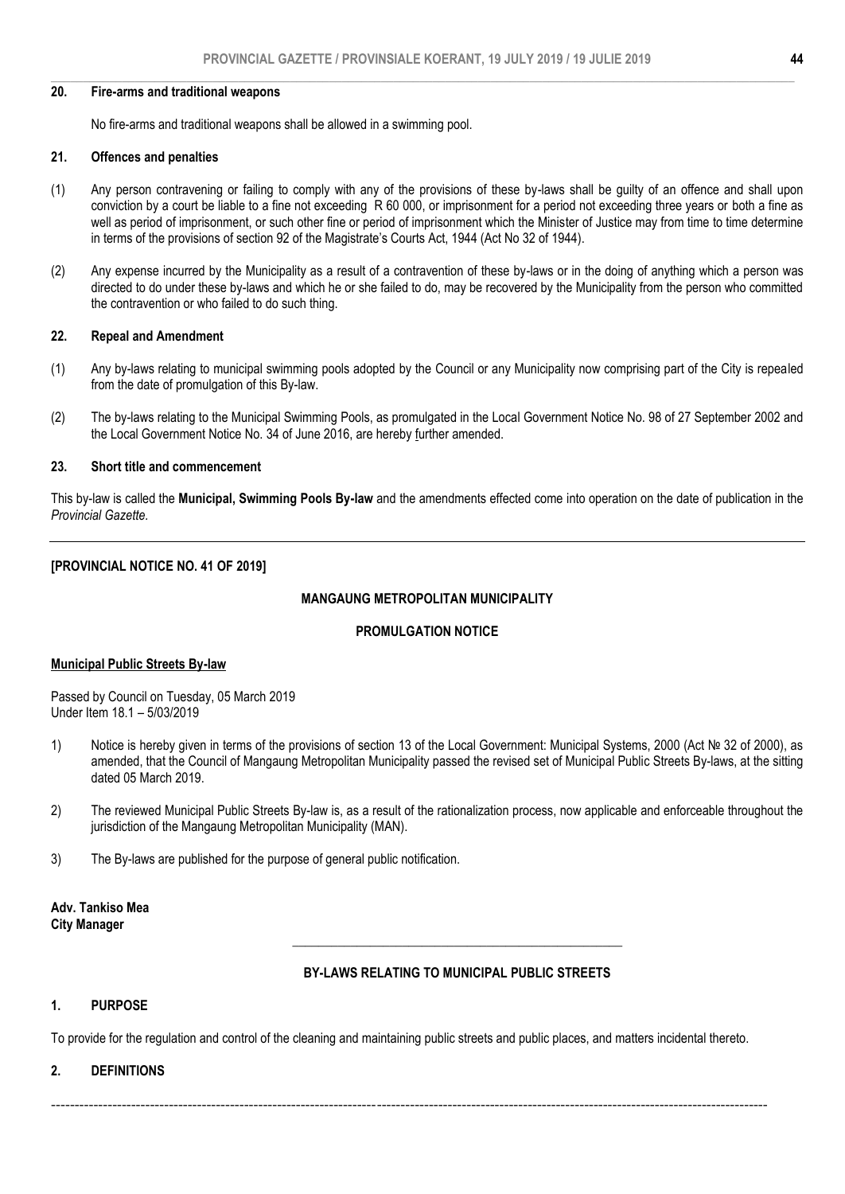### 20. Fire-arms and traditional weapons

No fire-arms and traditional weapons shall be allowed in a swimming pool.

### 21. Offences and penalties

(1) Any person contravening or failing to comply with any of the provisions of these by-laws shall be guilty of an offence and shall upon conviction by a court be liable to a fine not exceeding R 60 000, or imprisonment for a period not exceeding three years or both a fine as well as period of imprisonment, or such other fine or period of imprisonment which the Minister of Justice may from time to time determine in terms of the provisions of section 92 of the Magistrate's Courts Act, 1944 (Act No 32 of 1944).

(2) Any expense incurred by the Municipality as a result of a contravention of these by-laws or in the doing of anything which a person was directed to do under these by-laws and which he or she failed to do, may be recovered by the Municipality from the person who committed the contravention or who failed to do such thing.

### 22. Repeal and Amendment

(1) Any by-laws relating to municipal swimming pools adopted by the Council or any Municipality now comprising part of the City is repealed from the date of promulgation of this By-law.

(2) The by-laws relating to the Municipal Swimming Pools, as promulgated in the Local Government Notice No. 98 of 27 September 2002 and the Local Government Notice No. 34 of June 2016, are hereby further amended.

### 23. Short title and commencement

This by-law is called the **Municipal, Swimming Pools By-law** and the amendments effected come into operation on the date of publication in the *Provincial Gazette.*

---

**[PROVINCIAL NOTICE NO. 41 OF 2019]**

**MANGAUNG METROPOLITAN MUNICIPALITY**

**PROMULGATION NOTICE**

**Municipal Public Streets By-law**

Passed by Council on Tuesday, 05 March 2019
Under Item 18.1 – 5/03/2019

1) Notice is hereby given in terms of the provisions of section 13 of the Local Government: Municipal Systems, 2000 (Act № 32 of 2000), as amended, that the Council of Mangaung Metropolitan Municipality passed the revised set of Municipal Public Streets By-laws, at the sitting dated 05 March 2019.

2) The reviewed Municipal Public Streets By-law is, as a result of the rationalization process, now applicable and enforceable throughout the jurisdiction of the Mangaung Metropolitan Municipality (MAN).

3) The By-laws are published for the purpose of general public notification.

**Adv. Tankiso Mea**
**City Manager**

---

**BY-LAWS RELATING TO MUNICIPAL PUBLIC STREETS**

### 1. PURPOSE

To provide for the regulation and control of the cleaning and maintaining public streets and public places, and matters incidental thereto.

### 2. DEFINITIONS